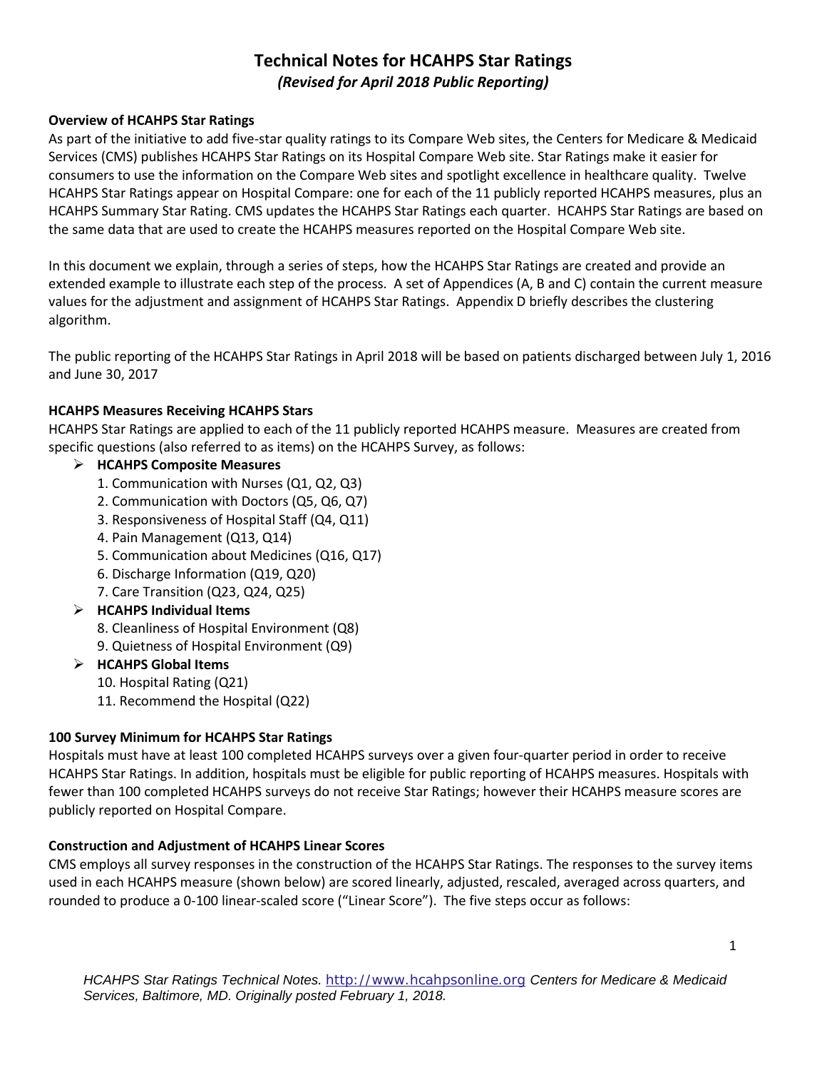# Technical Notes for HCAHPS Star Ratings

*(Revised for April 2018 Public Reporting)*

**Overview of HCAHPS Star Ratings**

As part of the initiative to add five-star quality ratings to its Compare Web sites, the Centers for Medicare & Medicaid Services (CMS) publishes HCAHPS Star Ratings on its Hospital Compare Web site. Star Ratings make it easier for consumers to use the information on the Compare Web sites and spotlight excellence in healthcare quality. Twelve HCAHPS Star Ratings appear on Hospital Compare: one for each of the 11 publicly reported HCAHPS measures, plus an HCAHPS Summary Star Rating. CMS updates the HCAHPS Star Ratings each quarter. HCAHPS Star Ratings are based on the same data that are used to create the HCAHPS measures reported on the Hospital Compare Web site.

In this document we explain, through a series of steps, how the HCAHPS Star Ratings are created and provide an extended example to illustrate each step of the process. A set of Appendices (A, B and C) contain the current measure values for the adjustment and assignment of HCAHPS Star Ratings. Appendix D briefly describes the clustering algorithm.

The public reporting of the HCAHPS Star Ratings in April 2018 will be based on patients discharged between July 1, 2016 and June 30, 2017

**HCAHPS Measures Receiving HCAHPS Stars**

HCAHPS Star Ratings are applied to each of the 11 publicly reported HCAHPS measure. Measures are created from specific questions (also referred to as items) on the HCAHPS Survey, as follows:

- **HCAHPS Composite Measures**
  1. Communication with Nurses (Q1, Q2, Q3)
  2. Communication with Doctors (Q5, Q6, Q7)
  3. Responsiveness of Hospital Staff (Q4, Q11)
  4. Pain Management (Q13, Q14)
  5. Communication about Medicines (Q16, Q17)
  6. Discharge Information (Q19, Q20)
  7. Care Transition (Q23, Q24, Q25)
- **HCAHPS Individual Items**
  8. Cleanliness of Hospital Environment (Q8)
  9. Quietness of Hospital Environment (Q9)
- **HCAHPS Global Items**
  10. Hospital Rating (Q21)
  11. Recommend the Hospital (Q22)

**100 Survey Minimum for HCAHPS Star Ratings**

Hospitals must have at least 100 completed HCAHPS surveys over a given four-quarter period in order to receive HCAHPS Star Ratings. In addition, hospitals must be eligible for public reporting of HCAHPS measures. Hospitals with fewer than 100 completed HCAHPS surveys do not receive Star Ratings; however their HCAHPS measure scores are publicly reported on Hospital Compare.

**Construction and Adjustment of HCAHPS Linear Scores**

CMS employs all survey responses in the construction of the HCAHPS Star Ratings. The responses to the survey items used in each HCAHPS measure (shown below) are scored linearly, adjusted, rescaled, averaged across quarters, and rounded to produce a 0-100 linear-scaled score ("Linear Score"). The five steps occur as follows: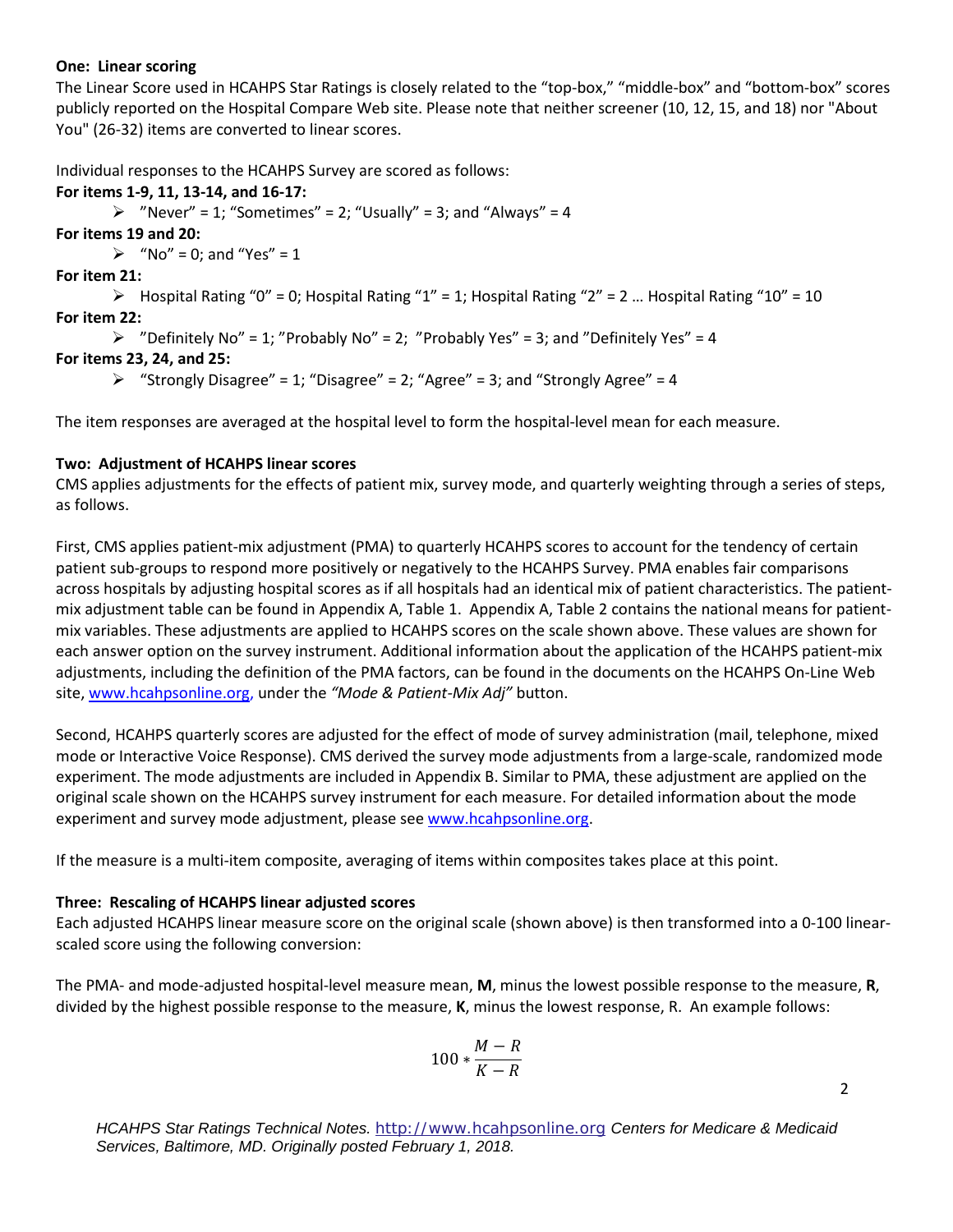**One: Linear scoring**

The Linear Score used in HCAHPS Star Ratings is closely related to the "top-box," "middle-box" and "bottom-box" scores publicly reported on the Hospital Compare Web site. Please note that neither screener (10, 12, 15, and 18) nor "About You" (26-32) items are converted to linear scores.

Individual responses to the HCAHPS Survey are scored as follows:

**For items 1-9, 11, 13-14, and 16-17:**

- "Never" = 1; "Sometimes" = 2; "Usually" = 3; and "Always" = 4

**For items 19 and 20:**

- "No" = 0; and "Yes" = 1

**For item 21:**

- Hospital Rating "0" = 0; Hospital Rating "1" = 1; Hospital Rating "2" = 2 … Hospital Rating "10" = 10

**For item 22:**

- "Definitely No" = 1; "Probably No" = 2; "Probably Yes" = 3; and "Definitely Yes" = 4

**For items 23, 24, and 25:**

- "Strongly Disagree" = 1; "Disagree" = 2; "Agree" = 3; and "Strongly Agree" = 4

The item responses are averaged at the hospital level to form the hospital-level mean for each measure.

**Two: Adjustment of HCAHPS linear scores**

CMS applies adjustments for the effects of patient mix, survey mode, and quarterly weighting through a series of steps, as follows.

First, CMS applies patient-mix adjustment (PMA) to quarterly HCAHPS scores to account for the tendency of certain patient sub-groups to respond more positively or negatively to the HCAHPS Survey. PMA enables fair comparisons across hospitals by adjusting hospital scores as if all hospitals had an identical mix of patient characteristics. The patient-mix adjustment table can be found in Appendix A, Table 1. Appendix A, Table 2 contains the national means for patient-mix variables. These adjustments are applied to HCAHPS scores on the scale shown above. These values are shown for each answer option on the survey instrument. Additional information about the application of the HCAHPS patient-mix adjustments, including the definition of the PMA factors, can be found in the documents on the HCAHPS On-Line Web site, www.hcahpsonline.org, under the *"Mode & Patient-Mix Adj"* button.

Second, HCAHPS quarterly scores are adjusted for the effect of mode of survey administration (mail, telephone, mixed mode or Interactive Voice Response). CMS derived the survey mode adjustments from a large-scale, randomized mode experiment. The mode adjustments are included in Appendix B. Similar to PMA, these adjustment are applied on the original scale shown on the HCAHPS survey instrument for each measure. For detailed information about the mode experiment and survey mode adjustment, please see www.hcahpsonline.org.

If the measure is a multi-item composite, averaging of items within composites takes place at this point.

**Three: Rescaling of HCAHPS linear adjusted scores**

Each adjusted HCAHPS linear measure score on the original scale (shown above) is then transformed into a 0-100 linear-scaled score using the following conversion:

The PMA- and mode-adjusted hospital-level measure mean, **M**, minus the lowest possible response to the measure, **R**, divided by the highest possible response to the measure, **K**, minus the lowest response, R. An example follows:

$$100 * \frac{M - R}{K - R}$$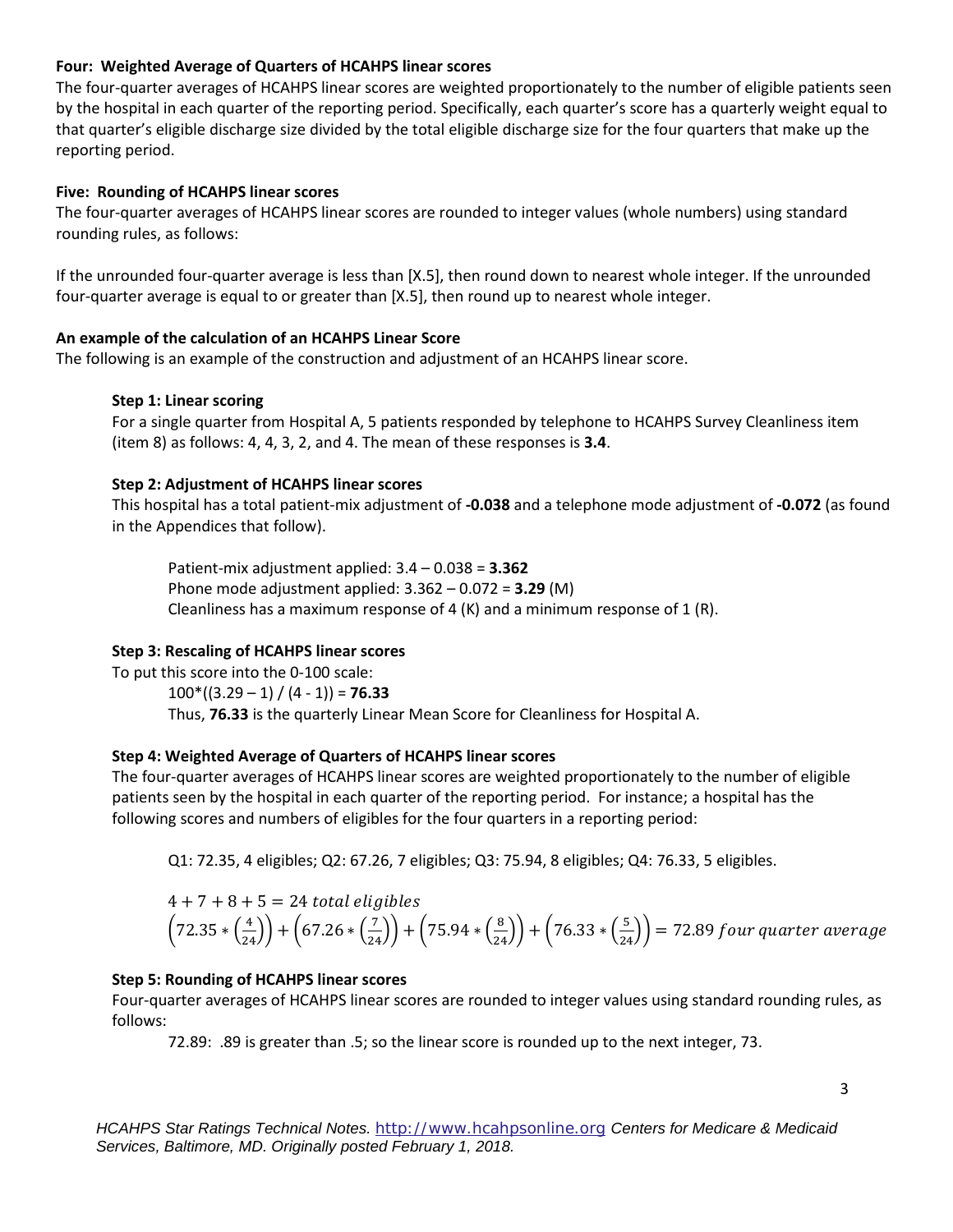**Four: Weighted Average of Quarters of HCAHPS linear scores**

The four-quarter averages of HCAHPS linear scores are weighted proportionately to the number of eligible patients seen by the hospital in each quarter of the reporting period. Specifically, each quarter's score has a quarterly weight equal to that quarter's eligible discharge size divided by the total eligible discharge size for the four quarters that make up the reporting period.

**Five: Rounding of HCAHPS linear scores**

The four-quarter averages of HCAHPS linear scores are rounded to integer values (whole numbers) using standard rounding rules, as follows:

If the unrounded four-quarter average is less than [X.5], then round down to nearest whole integer. If the unrounded four-quarter average is equal to or greater than [X.5], then round up to nearest whole integer.

**An example of the calculation of an HCAHPS Linear Score**

The following is an example of the construction and adjustment of an HCAHPS linear score.

**Step 1: Linear scoring**

For a single quarter from Hospital A, 5 patients responded by telephone to HCAHPS Survey Cleanliness item (item 8) as follows: 4, 4, 3, 2, and 4. The mean of these responses is **3.4**.

**Step 2: Adjustment of HCAHPS linear scores**

This hospital has a total patient-mix adjustment of **-0.038** and a telephone mode adjustment of **-0.072** (as found in the Appendices that follow).

Patient-mix adjustment applied: 3.4 – 0.038 = **3.362**
Phone mode adjustment applied: 3.362 – 0.072 = **3.29** (M)
Cleanliness has a maximum response of 4 (K) and a minimum response of 1 (R).

**Step 3: Rescaling of HCAHPS linear scores**

To put this score into the 0-100 scale:

100*((3.29 – 1) / (4 - 1)) = **76.33**

Thus, **76.33** is the quarterly Linear Mean Score for Cleanliness for Hospital A.

**Step 4: Weighted Average of Quarters of HCAHPS linear scores**

The four-quarter averages of HCAHPS linear scores are weighted proportionately to the number of eligible patients seen by the hospital in each quarter of the reporting period. For instance; a hospital has the following scores and numbers of eligibles for the four quarters in a reporting period:

Q1: 72.35, 4 eligibles; Q2: 67.26, 7 eligibles; Q3: 75.94, 8 eligibles; Q4: 76.33, 5 eligibles.

$$4 + 7 + 8 + 5 = 24 \; total \; eligibles$$

$$\left(72.35 * \left(\frac{4}{24}\right)\right) + \left(67.26 * \left(\frac{7}{24}\right)\right) + \left(75.94 * \left(\frac{8}{24}\right)\right) + \left(76.33 * \left(\frac{5}{24}\right)\right) = 72.89 \; four \; quarter \; average$$

**Step 5: Rounding of HCAHPS linear scores**

Four-quarter averages of HCAHPS linear scores are rounded to integer values using standard rounding rules, as follows:

72.89: .89 is greater than .5; so the linear score is rounded up to the next integer, 73.

*HCAHPS Star Ratings Technical Notes.* http://www.hcahpsonline.org *Centers for Medicare & Medicaid Services, Baltimore, MD. Originally posted February 1, 2018.*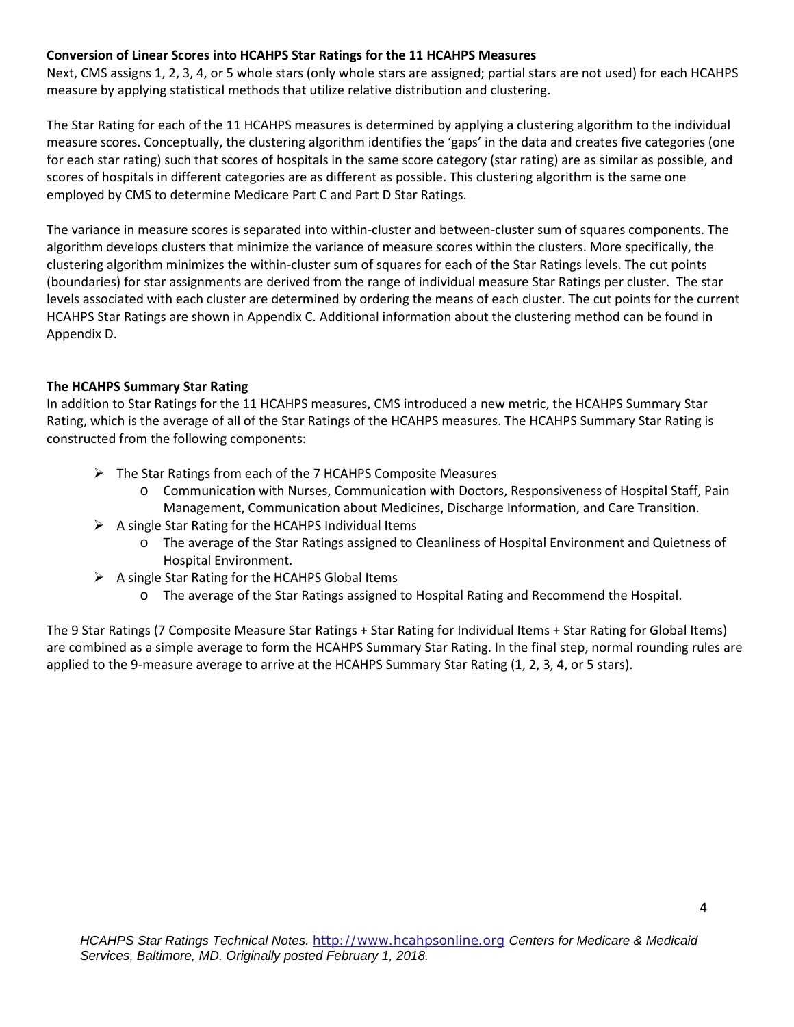**Conversion of Linear Scores into HCAHPS Star Ratings for the 11 HCAHPS Measures**

Next, CMS assigns 1, 2, 3, 4, or 5 whole stars (only whole stars are assigned; partial stars are not used) for each HCAHPS measure by applying statistical methods that utilize relative distribution and clustering.

The Star Rating for each of the 11 HCAHPS measures is determined by applying a clustering algorithm to the individual measure scores. Conceptually, the clustering algorithm identifies the 'gaps' in the data and creates five categories (one for each star rating) such that scores of hospitals in the same score category (star rating) are as similar as possible, and scores of hospitals in different categories are as different as possible. This clustering algorithm is the same one employed by CMS to determine Medicare Part C and Part D Star Ratings.

The variance in measure scores is separated into within-cluster and between-cluster sum of squares components. The algorithm develops clusters that minimize the variance of measure scores within the clusters. More specifically, the clustering algorithm minimizes the within-cluster sum of squares for each of the Star Ratings levels. The cut points (boundaries) for star assignments are derived from the range of individual measure Star Ratings per cluster. The star levels associated with each cluster are determined by ordering the means of each cluster. The cut points for the current HCAHPS Star Ratings are shown in Appendix C. Additional information about the clustering method can be found in Appendix D.

**The HCAHPS Summary Star Rating**

In addition to Star Ratings for the 11 HCAHPS measures, CMS introduced a new metric, the HCAHPS Summary Star Rating, which is the average of all of the Star Ratings of the HCAHPS measures. The HCAHPS Summary Star Rating is constructed from the following components:

- The Star Ratings from each of the 7 HCAHPS Composite Measures
  - Communication with Nurses, Communication with Doctors, Responsiveness of Hospital Staff, Pain Management, Communication about Medicines, Discharge Information, and Care Transition.
- A single Star Rating for the HCAHPS Individual Items
  - The average of the Star Ratings assigned to Cleanliness of Hospital Environment and Quietness of Hospital Environment.
- A single Star Rating for the HCAHPS Global Items
  - The average of the Star Ratings assigned to Hospital Rating and Recommend the Hospital.

The 9 Star Ratings (7 Composite Measure Star Ratings + Star Rating for Individual Items + Star Rating for Global Items) are combined as a simple average to form the HCAHPS Summary Star Rating. In the final step, normal rounding rules are applied to the 9-measure average to arrive at the HCAHPS Summary Star Rating (1, 2, 3, 4, or 5 stars).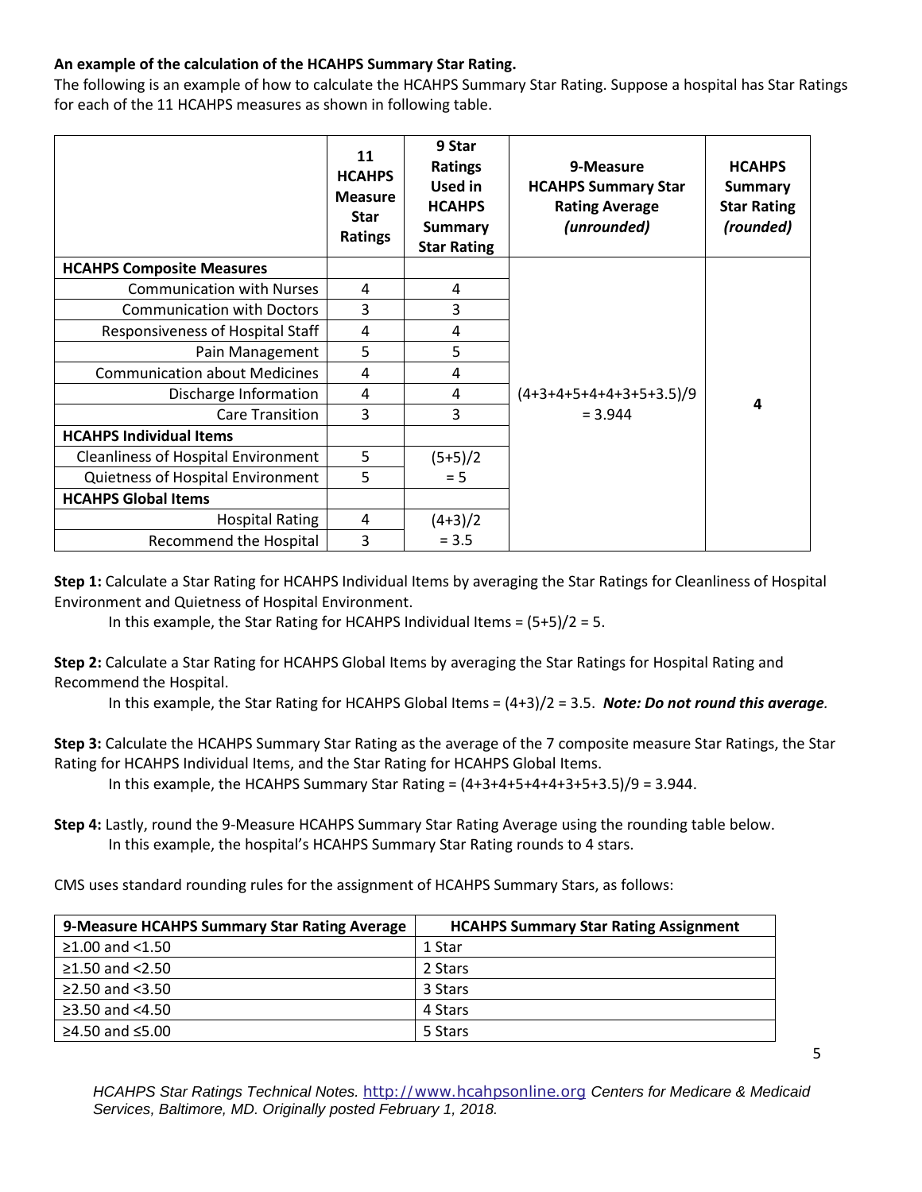**An example of the calculation of the HCAHPS Summary Star Rating.**

The following is an example of how to calculate the HCAHPS Summary Star Rating. Suppose a hospital has Star Ratings for each of the 11 HCAHPS measures as shown in following table.

| | 11 HCAHPS Measure Star Ratings | 9 Star Ratings Used in HCAHPS Summary Star Rating | 9-Measure HCAHPS Summary Star Rating Average *(unrounded)* | HCAHPS Summary Star Rating *(rounded)* |
|---|---|---|---|---|
| **HCAHPS Composite Measures** | | | (4+3+4+5+4+4+3+5+3.5)/9 = 3.944 | 4 |
| Communication with Nurses | 4 | 4 | | |
| Communication with Doctors | 3 | 3 | | |
| Responsiveness of Hospital Staff | 4 | 4 | | |
| Pain Management | 5 | 5 | | |
| Communication about Medicines | 4 | 4 | | |
| Discharge Information | 4 | 4 | | |
| Care Transition | 3 | 3 | | |
| **HCAHPS Individual Items** | | | | |
| Cleanliness of Hospital Environment | 5 | (5+5)/2 = 5 | | |
| Quietness of Hospital Environment | 5 | | | |
| **HCAHPS Global Items** | | | | |
| Hospital Rating | 4 | (4+3)/2 = 3.5 | | |
| Recommend the Hospital | 3 | | | |

**Step 1:** Calculate a Star Rating for HCAHPS Individual Items by averaging the Star Ratings for Cleanliness of Hospital Environment and Quietness of Hospital Environment.

In this example, the Star Rating for HCAHPS Individual Items = (5+5)/2 = 5.

**Step 2:** Calculate a Star Rating for HCAHPS Global Items by averaging the Star Ratings for Hospital Rating and Recommend the Hospital.

In this example, the Star Rating for HCAHPS Global Items = (4+3)/2 = 3.5. ***Note: Do not round this average.***

**Step 3:** Calculate the HCAHPS Summary Star Rating as the average of the 7 composite measure Star Ratings, the Star Rating for HCAHPS Individual Items, and the Star Rating for HCAHPS Global Items.

In this example, the HCAHPS Summary Star Rating = (4+3+4+5+4+4+3+5+3.5)/9 = 3.944.

**Step 4:** Lastly, round the 9-Measure HCAHPS Summary Star Rating Average using the rounding table below.

In this example, the hospital's HCAHPS Summary Star Rating rounds to 4 stars.

CMS uses standard rounding rules for the assignment of HCAHPS Summary Stars, as follows:

| 9-Measure HCAHPS Summary Star Rating Average | HCAHPS Summary Star Rating Assignment |
|---|---|
| ≥1.00 and <1.50 | 1 Star |
| ≥1.50 and <2.50 | 2 Stars |
| ≥2.50 and <3.50 | 3 Stars |
| ≥3.50 and <4.50 | 4 Stars |
| ≥4.50 and ≤5.00 | 5 Stars |

*HCAHPS Star Ratings Technical Notes.* http://www.hcahpsonline.org *Centers for Medicare & Medicaid Services, Baltimore, MD. Originally posted February 1, 2018.*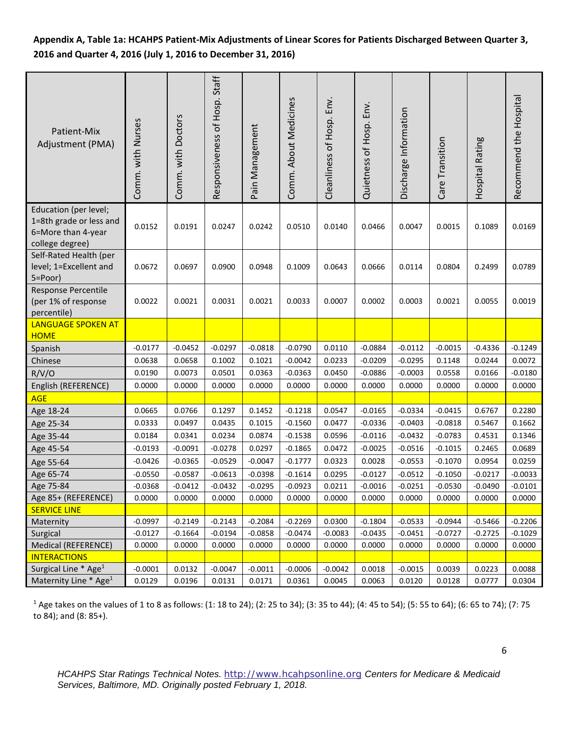**Appendix A, Table 1a: HCAHPS Patient-Mix Adjustments of Linear Scores for Patients Discharged Between Quarter 3, 2016 and Quarter 4, 2016 (July 1, 2016 to December 31, 2016)**

| Patient-Mix Adjustment (PMA) | Comm. with Nurses | Comm. with Doctors | Responsiveness of Hosp. Staff | Pain Management | Comm. About Medicines | Cleanliness of Hosp. Env. | Quietness of Hosp. Env. | Discharge Information | Care Transition | Hospital Rating | Recommend the Hospital |
|---|---|---|---|---|---|---|---|---|---|---|---|
| Education (per level; 1=8th grade or less and 6=More than 4-year college degree) | 0.0152 | 0.0191 | 0.0247 | 0.0242 | 0.0510 | 0.0140 | 0.0466 | 0.0047 | 0.0015 | 0.1089 | 0.0169 |
| Self-Rated Health (per level; 1=Excellent and 5=Poor) | 0.0672 | 0.0697 | 0.0900 | 0.0948 | 0.1009 | 0.0643 | 0.0666 | 0.0114 | 0.0804 | 0.2499 | 0.0789 |
| Response Percentile (per 1% of response percentile) | 0.0022 | 0.0021 | 0.0031 | 0.0021 | 0.0033 | 0.0007 | 0.0002 | 0.0003 | 0.0021 | 0.0055 | 0.0019 |
| LANGUAGE SPOKEN AT HOME | | | | | | | | | | | |
| Spanish | -0.0177 | -0.0452 | -0.0297 | -0.0818 | -0.0790 | 0.0110 | -0.0884 | -0.0112 | -0.0015 | -0.4336 | -0.1249 |
| Chinese | 0.0638 | 0.0658 | 0.1002 | 0.1021 | -0.0042 | 0.0233 | -0.0209 | -0.0295 | 0.1148 | 0.0244 | 0.0072 |
| R/V/O | 0.0190 | 0.0073 | 0.0501 | 0.0363 | -0.0363 | 0.0450 | -0.0886 | -0.0003 | 0.0558 | 0.0166 | -0.0180 |
| English (REFERENCE) | 0.0000 | 0.0000 | 0.0000 | 0.0000 | 0.0000 | 0.0000 | 0.0000 | 0.0000 | 0.0000 | 0.0000 | 0.0000 |
| AGE | | | | | | | | | | | |
| Age 18-24 | 0.0665 | 0.0766 | 0.1297 | 0.1452 | -0.1218 | 0.0547 | -0.0165 | -0.0334 | -0.0415 | 0.6767 | 0.2280 |
| Age 25-34 | 0.0333 | 0.0497 | 0.0435 | 0.1015 | -0.1560 | 0.0477 | -0.0336 | -0.0403 | -0.0818 | 0.5467 | 0.1662 |
| Age 35-44 | 0.0184 | 0.0341 | 0.0234 | 0.0874 | -0.1538 | 0.0596 | -0.0116 | -0.0432 | -0.0783 | 0.4531 | 0.1346 |
| Age 45-54 | -0.0193 | -0.0091 | -0.0278 | 0.0297 | -0.1865 | 0.0472 | -0.0025 | -0.0516 | -0.1015 | 0.2465 | 0.0689 |
| Age 55-64 | -0.0426 | -0.0365 | -0.0529 | -0.0047 | -0.1777 | 0.0323 | 0.0028 | -0.0553 | -0.1070 | 0.0954 | 0.0259 |
| Age 65-74 | -0.0550 | -0.0587 | -0.0613 | -0.0398 | -0.1614 | 0.0295 | -0.0127 | -0.0512 | -0.1050 | -0.0217 | -0.0033 |
| Age 75-84 | -0.0368 | -0.0412 | -0.0432 | -0.0295 | -0.0923 | 0.0211 | -0.0016 | -0.0251 | -0.0530 | -0.0490 | -0.0101 |
| Age 85+ (REFERENCE) | 0.0000 | 0.0000 | 0.0000 | 0.0000 | 0.0000 | 0.0000 | 0.0000 | 0.0000 | 0.0000 | 0.0000 | 0.0000 |
| SERVICE LINE | | | | | | | | | | | |
| Maternity | -0.0997 | -0.2149 | -0.2143 | -0.2084 | -0.2269 | 0.0300 | -0.1804 | -0.0533 | -0.0944 | -0.5466 | -0.2206 |
| Surgical | -0.0127 | -0.1664 | -0.0194 | -0.0858 | -0.0474 | -0.0083 | -0.0435 | -0.0451 | -0.0727 | -0.2725 | -0.1029 |
| Medical (REFERENCE) | 0.0000 | 0.0000 | 0.0000 | 0.0000 | 0.0000 | 0.0000 | 0.0000 | 0.0000 | 0.0000 | 0.0000 | 0.0000 |
| INTERACTIONS | | | | | | | | | | | |
| Surgical Line * Age[1] | -0.0001 | 0.0132 | -0.0047 | -0.0011 | -0.0006 | -0.0042 | 0.0018 | -0.0015 | 0.0039 | 0.0223 | 0.0088 |
| Maternity Line * Age[1] | 0.0129 | 0.0196 | 0.0131 | 0.0171 | 0.0361 | 0.0045 | 0.0063 | 0.0120 | 0.0128 | 0.0777 | 0.0304 |

[1] Age takes on the values of 1 to 8 as follows: (1: 18 to 24); (2: 25 to 34); (3: 35 to 44); (4: 45 to 54); (5: 55 to 64); (6: 65 to 74); (7: 75 to 84); and (8: 85+).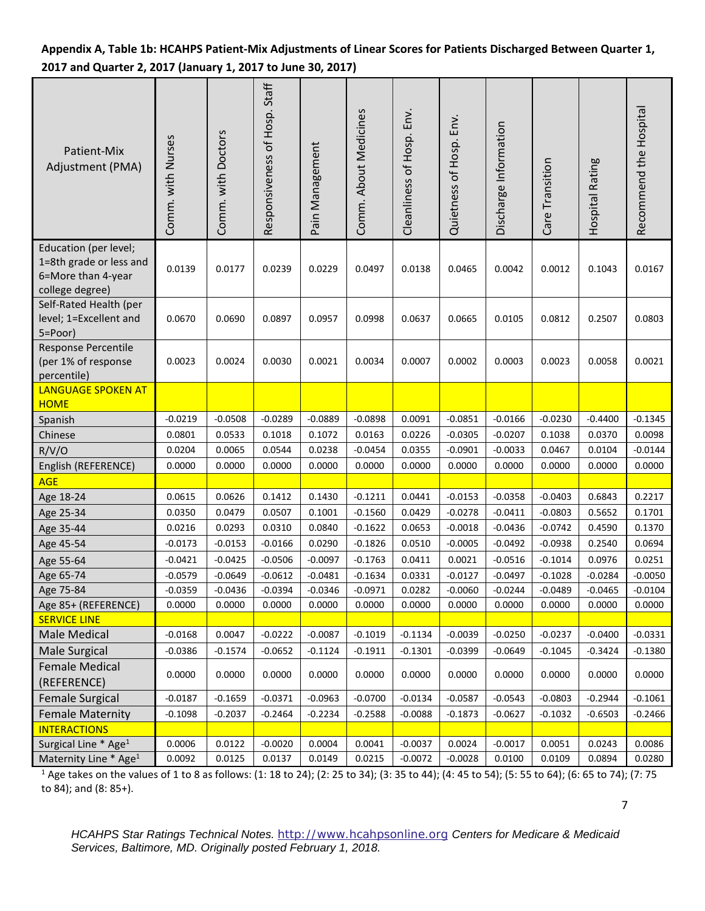**Appendix A, Table 1b: HCAHPS Patient-Mix Adjustments of Linear Scores for Patients Discharged Between Quarter 1, 2017 and Quarter 2, 2017 (January 1, 2017 to June 30, 2017)**

| Patient-Mix Adjustment (PMA) | Comm. with Nurses | Comm. with Doctors | Responsiveness of Hosp. Staff | Pain Management | Comm. About Medicines | Cleanliness of Hosp. Env. | Quietness of Hosp. Env. | Discharge Information | Care Transition | Hospital Rating | Recommend the Hospital |
|---|---|---|---|---|---|---|---|---|---|---|---|
| Education (per level; 1=8th grade or less and 6=More than 4-year college degree) | 0.0139 | 0.0177 | 0.0239 | 0.0229 | 0.0497 | 0.0138 | 0.0465 | 0.0042 | 0.0012 | 0.1043 | 0.0167 |
| Self-Rated Health (per level; 1=Excellent and 5=Poor) | 0.0670 | 0.0690 | 0.0897 | 0.0957 | 0.0998 | 0.0637 | 0.0665 | 0.0105 | 0.0812 | 0.2507 | 0.0803 |
| Response Percentile (per 1% of response percentile) | 0.0023 | 0.0024 | 0.0030 | 0.0021 | 0.0034 | 0.0007 | 0.0002 | 0.0003 | 0.0023 | 0.0058 | 0.0021 |
| **LANGUAGE SPOKEN AT HOME** | | | | | | | | | | | |
| Spanish | -0.0219 | -0.0508 | -0.0289 | -0.0889 | -0.0898 | 0.0091 | -0.0851 | -0.0166 | -0.0230 | -0.4400 | -0.1345 |
| Chinese | 0.0801 | 0.0533 | 0.1018 | 0.1072 | 0.0163 | 0.0226 | -0.0305 | -0.0207 | 0.1038 | 0.0370 | 0.0098 |
| R/V/O | 0.0204 | 0.0065 | 0.0544 | 0.0238 | -0.0454 | 0.0355 | -0.0901 | -0.0033 | 0.0467 | 0.0104 | -0.0144 |
| English (REFERENCE) | 0.0000 | 0.0000 | 0.0000 | 0.0000 | 0.0000 | 0.0000 | 0.0000 | 0.0000 | 0.0000 | 0.0000 | 0.0000 |
| **AGE** | | | | | | | | | | | |
| Age 18-24 | 0.0615 | 0.0626 | 0.1412 | 0.1430 | -0.1211 | 0.0441 | -0.0153 | -0.0358 | -0.0403 | 0.6843 | 0.2217 |
| Age 25-34 | 0.0350 | 0.0479 | 0.0507 | 0.1001 | -0.1560 | 0.0429 | -0.0278 | -0.0411 | -0.0803 | 0.5652 | 0.1701 |
| Age 35-44 | 0.0216 | 0.0293 | 0.0310 | 0.0840 | -0.1622 | 0.0653 | -0.0018 | -0.0436 | -0.0742 | 0.4590 | 0.1370 |
| Age 45-54 | -0.0173 | -0.0153 | -0.0166 | 0.0290 | -0.1826 | 0.0510 | -0.0005 | -0.0492 | -0.0938 | 0.2540 | 0.0694 |
| Age 55-64 | -0.0421 | -0.0425 | -0.0506 | -0.0097 | -0.1763 | 0.0411 | 0.0021 | -0.0516 | -0.1014 | 0.0976 | 0.0251 |
| Age 65-74 | -0.0579 | -0.0649 | -0.0612 | -0.0481 | -0.1634 | 0.0331 | -0.0127 | -0.0497 | -0.1028 | -0.0284 | -0.0050 |
| Age 75-84 | -0.0359 | -0.0436 | -0.0394 | -0.0346 | -0.0971 | 0.0282 | -0.0060 | -0.0244 | -0.0489 | -0.0465 | -0.0104 |
| Age 85+ (REFERENCE) | 0.0000 | 0.0000 | 0.0000 | 0.0000 | 0.0000 | 0.0000 | 0.0000 | 0.0000 | 0.0000 | 0.0000 | 0.0000 |
| **SERVICE LINE** | | | | | | | | | | | |
| Male Medical | -0.0168 | 0.0047 | -0.0222 | -0.0087 | -0.1019 | -0.1134 | -0.0039 | -0.0250 | -0.0237 | -0.0400 | -0.0331 |
| Male Surgical | -0.0386 | -0.1574 | -0.0652 | -0.1124 | -0.1911 | -0.1301 | -0.0399 | -0.0649 | -0.1045 | -0.3424 | -0.1380 |
| Female Medical (REFERENCE) | 0.0000 | 0.0000 | 0.0000 | 0.0000 | 0.0000 | 0.0000 | 0.0000 | 0.0000 | 0.0000 | 0.0000 | 0.0000 |
| Female Surgical | -0.0187 | -0.1659 | -0.0371 | -0.0963 | -0.0700 | -0.0134 | -0.0587 | -0.0543 | -0.0803 | -0.2944 | -0.1061 |
| Female Maternity | -0.1098 | -0.2037 | -0.2464 | -0.2234 | -0.2588 | -0.0088 | -0.1873 | -0.0627 | -0.1032 | -0.6503 | -0.2466 |
| **INTERACTIONS** | | | | | | | | | | | |
| Surgical Line * Age[1] | 0.0006 | 0.0122 | -0.0020 | 0.0004 | 0.0041 | -0.0037 | 0.0024 | -0.0017 | 0.0051 | 0.0243 | 0.0086 |
| Maternity Line * Age[1] | 0.0092 | 0.0125 | 0.0137 | 0.0149 | 0.0215 | -0.0072 | -0.0028 | 0.0100 | 0.0109 | 0.0894 | 0.0280 |

[1] Age takes on the values of 1 to 8 as follows: (1: 18 to 24); (2: 25 to 34); (3: 35 to 44); (4: 45 to 54); (5: 55 to 64); (6: 65 to 74); (7: 75 to 84); and (8: 85+).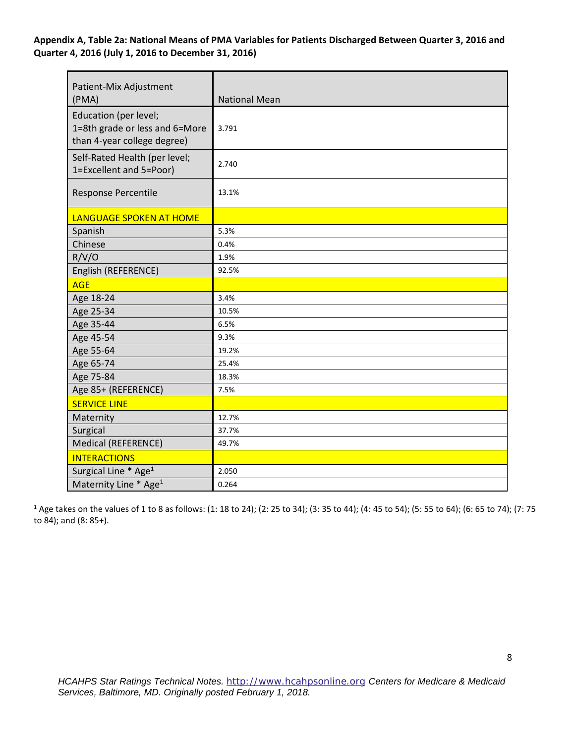**Appendix A, Table 2a: National Means of PMA Variables for Patients Discharged Between Quarter 3, 2016 and Quarter 4, 2016 (July 1, 2016 to December 31, 2016)**

| Patient-Mix Adjustment (PMA) | National Mean |
|---|---|
| Education (per level; 1=8th grade or less and 6=More than 4-year college degree) | 3.791 |
| Self-Rated Health (per level; 1=Excellent and 5=Poor) | 2.740 |
| Response Percentile | 13.1% |
| LANGUAGE SPOKEN AT HOME | |
| Spanish | 5.3% |
| Chinese | 0.4% |
| R/V/O | 1.9% |
| English (REFERENCE) | 92.5% |
| AGE | |
| Age 18-24 | 3.4% |
| Age 25-34 | 10.5% |
| Age 35-44 | 6.5% |
| Age 45-54 | 9.3% |
| Age 55-64 | 19.2% |
| Age 65-74 | 25.4% |
| Age 75-84 | 18.3% |
| Age 85+ (REFERENCE) | 7.5% |
| SERVICE LINE | |
| Maternity | 12.7% |
| Surgical | 37.7% |
| Medical (REFERENCE) | 49.7% |
| INTERACTIONS | |
| Surgical Line * Age[1] | 2.050 |
| Maternity Line * Age[1] | 0.264 |

[1] Age takes on the values of 1 to 8 as follows: (1: 18 to 24); (2: 25 to 34); (3: 35 to 44); (4: 45 to 54); (5: 55 to 64); (6: 65 to 74); (7: 75 to 84); and (8: 85+).

*HCAHPS Star Ratings Technical Notes.* http://www.hcahpsonline.org *Centers for Medicare & Medicaid Services, Baltimore, MD. Originally posted February 1, 2018.*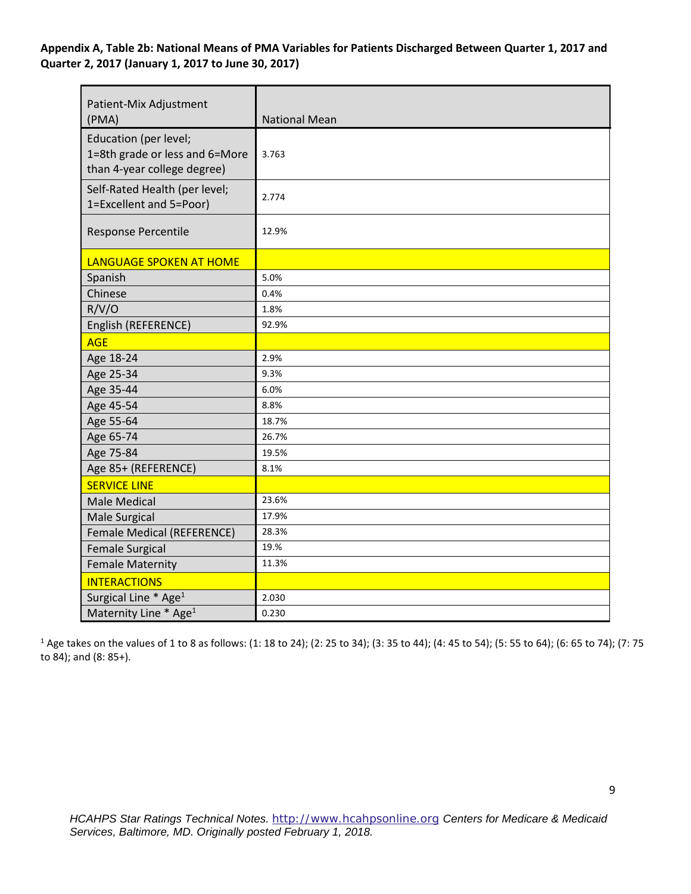**Appendix A, Table 2b: National Means of PMA Variables for Patients Discharged Between Quarter 1, 2017 and Quarter 2, 2017 (January 1, 2017 to June 30, 2017)**

| Patient-Mix Adjustment (PMA) | National Mean |
|---|---|
| Education (per level; 1=8th grade or less and 6=More than 4-year college degree) | 3.763 |
| Self-Rated Health (per level; 1=Excellent and 5=Poor) | 2.774 |
| Response Percentile | 12.9% |
| LANGUAGE SPOKEN AT HOME | |
| Spanish | 5.0% |
| Chinese | 0.4% |
| R/V/O | 1.8% |
| English (REFERENCE) | 92.9% |
| AGE | |
| Age 18-24 | 2.9% |
| Age 25-34 | 9.3% |
| Age 35-44 | 6.0% |
| Age 45-54 | 8.8% |
| Age 55-64 | 18.7% |
| Age 65-74 | 26.7% |
| Age 75-84 | 19.5% |
| Age 85+ (REFERENCE) | 8.1% |
| SERVICE LINE | |
| Male Medical | 23.6% |
| Male Surgical | 17.9% |
| Female Medical (REFERENCE) | 28.3% |
| Female Surgical | 19.% |
| Female Maternity | 11.3% |
| INTERACTIONS | |
| Surgical Line * Age[1] | 2.030 |
| Maternity Line * Age[1] | 0.230 |

[1] Age takes on the values of 1 to 8 as follows: (1: 18 to 24); (2: 25 to 34); (3: 35 to 44); (4: 45 to 54); (5: 55 to 64); (6: 65 to 74); (7: 75 to 84); and (8: 85+).

*HCAHPS Star Ratings Technical Notes.* http://www.hcahpsonline.org *Centers for Medicare & Medicaid Services, Baltimore, MD. Originally posted February 1, 2018.*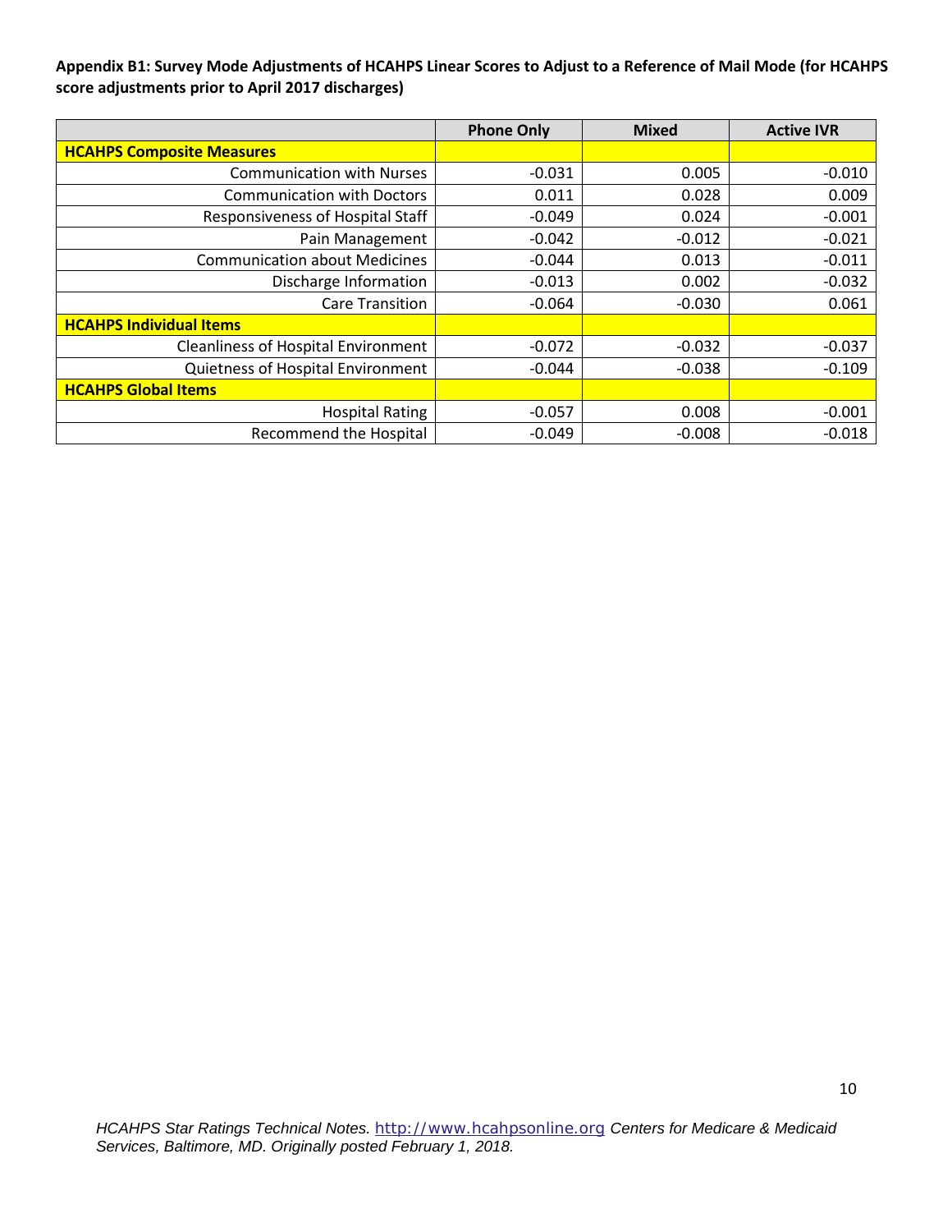**Appendix B1: Survey Mode Adjustments of HCAHPS Linear Scores to Adjust to a Reference of Mail Mode (for HCAHPS score adjustments prior to April 2017 discharges)**

| | Phone Only | Mixed | Active IVR |
|---|---|---|---|
| **HCAHPS Composite Measures** | | | |
| Communication with Nurses | -0.031 | 0.005 | -0.010 |
| Communication with Doctors | 0.011 | 0.028 | 0.009 |
| Responsiveness of Hospital Staff | -0.049 | 0.024 | -0.001 |
| Pain Management | -0.042 | -0.012 | -0.021 |
| Communication about Medicines | -0.044 | 0.013 | -0.011 |
| Discharge Information | -0.013 | 0.002 | -0.032 |
| Care Transition | -0.064 | -0.030 | 0.061 |
| **HCAHPS Individual Items** | | | |
| Cleanliness of Hospital Environment | -0.072 | -0.032 | -0.037 |
| Quietness of Hospital Environment | -0.044 | -0.038 | -0.109 |
| **HCAHPS Global Items** | | | |
| Hospital Rating | -0.057 | 0.008 | -0.001 |
| Recommend the Hospital | -0.049 | -0.008 | -0.018 |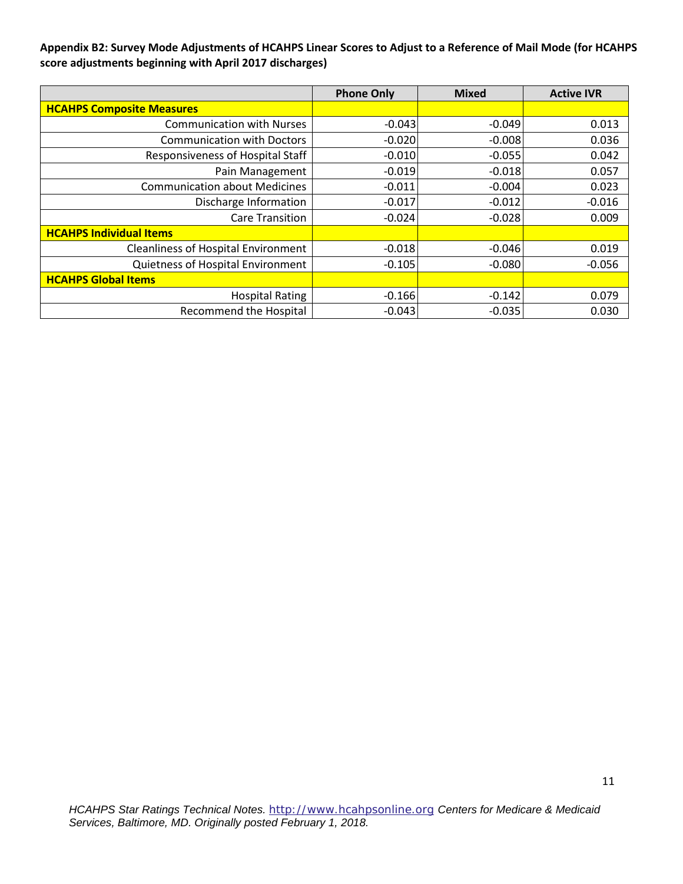**Appendix B2: Survey Mode Adjustments of HCAHPS Linear Scores to Adjust to a Reference of Mail Mode (for HCAHPS score adjustments beginning with April 2017 discharges)**

| | Phone Only | Mixed | Active IVR |
|---|---|---|---|
| **HCAHPS Composite Measures** | | | |
| Communication with Nurses | -0.043 | -0.049 | 0.013 |
| Communication with Doctors | -0.020 | -0.008 | 0.036 |
| Responsiveness of Hospital Staff | -0.010 | -0.055 | 0.042 |
| Pain Management | -0.019 | -0.018 | 0.057 |
| Communication about Medicines | -0.011 | -0.004 | 0.023 |
| Discharge Information | -0.017 | -0.012 | -0.016 |
| Care Transition | -0.024 | -0.028 | 0.009 |
| **HCAHPS Individual Items** | | | |
| Cleanliness of Hospital Environment | -0.018 | -0.046 | 0.019 |
| Quietness of Hospital Environment | -0.105 | -0.080 | -0.056 |
| **HCAHPS Global Items** | | | |
| Hospital Rating | -0.166 | -0.142 | 0.079 |
| Recommend the Hospital | -0.043 | -0.035 | 0.030 |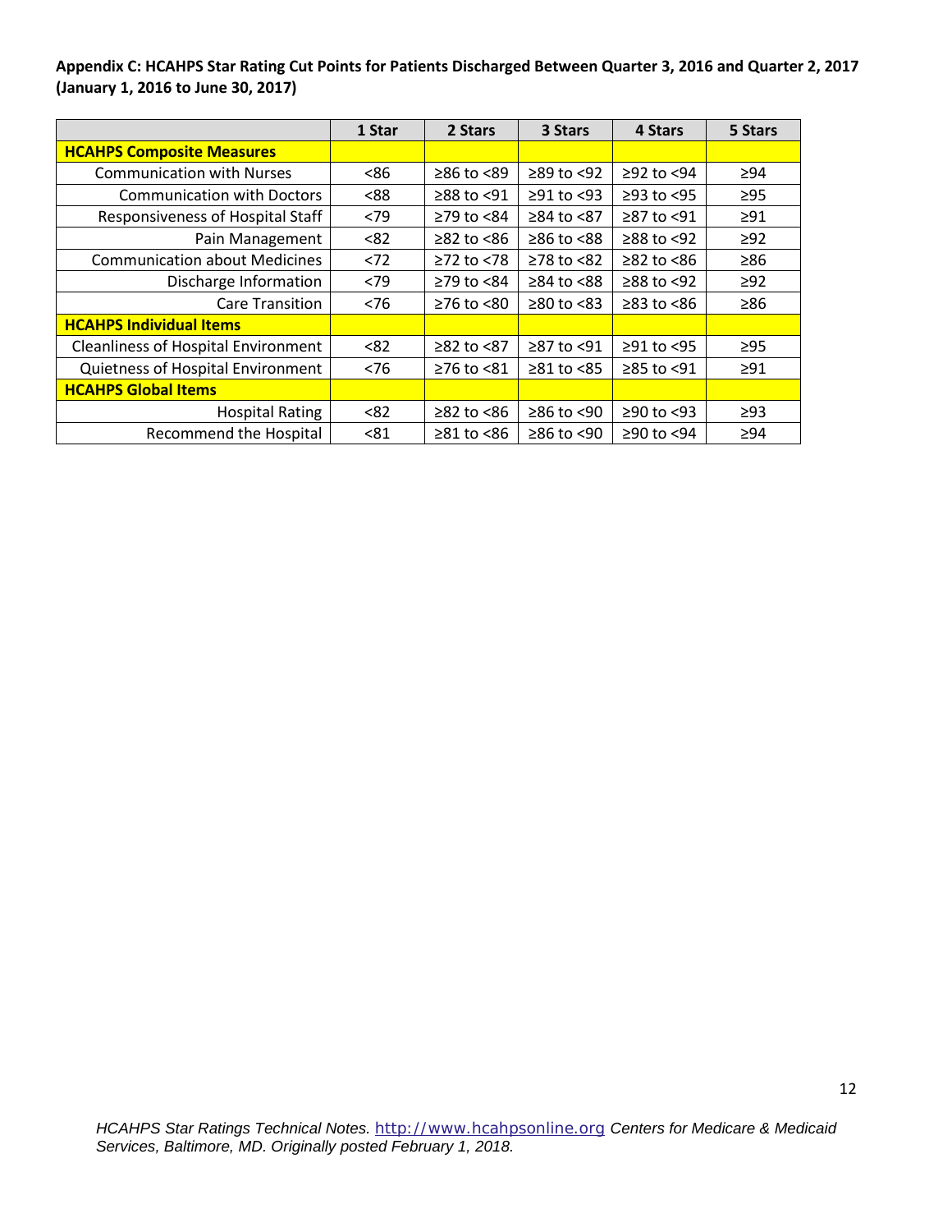**Appendix C: HCAHPS Star Rating Cut Points for Patients Discharged Between Quarter 3, 2016 and Quarter 2, 2017 (January 1, 2016 to June 30, 2017)**

| | 1 Star | 2 Stars | 3 Stars | 4 Stars | 5 Stars |
|---|---|---|---|---|---|
| **HCAHPS Composite Measures** | | | | | |
| Communication with Nurses | <86 | ≥86 to <89 | ≥89 to <92 | ≥92 to <94 | ≥94 |
| Communication with Doctors | <88 | ≥88 to <91 | ≥91 to <93 | ≥93 to <95 | ≥95 |
| Responsiveness of Hospital Staff | <79 | ≥79 to <84 | ≥84 to <87 | ≥87 to <91 | ≥91 |
| Pain Management | <82 | ≥82 to <86 | ≥86 to <88 | ≥88 to <92 | ≥92 |
| Communication about Medicines | <72 | ≥72 to <78 | ≥78 to <82 | ≥82 to <86 | ≥86 |
| Discharge Information | <79 | ≥79 to <84 | ≥84 to <88 | ≥88 to <92 | ≥92 |
| Care Transition | <76 | ≥76 to <80 | ≥80 to <83 | ≥83 to <86 | ≥86 |
| **HCAHPS Individual Items** | | | | | |
| Cleanliness of Hospital Environment | <82 | ≥82 to <87 | ≥87 to <91 | ≥91 to <95 | ≥95 |
| Quietness of Hospital Environment | <76 | ≥76 to <81 | ≥81 to <85 | ≥85 to <91 | ≥91 |
| **HCAHPS Global Items** | | | | | |
| Hospital Rating | <82 | ≥82 to <86 | ≥86 to <90 | ≥90 to <93 | ≥93 |
| Recommend the Hospital | <81 | ≥81 to <86 | ≥86 to <90 | ≥90 to <94 | ≥94 |

*HCAHPS Star Ratings Technical Notes.* http://www.hcahpsonline.org *Centers for Medicare & Medicaid Services, Baltimore, MD. Originally posted February 1, 2018.*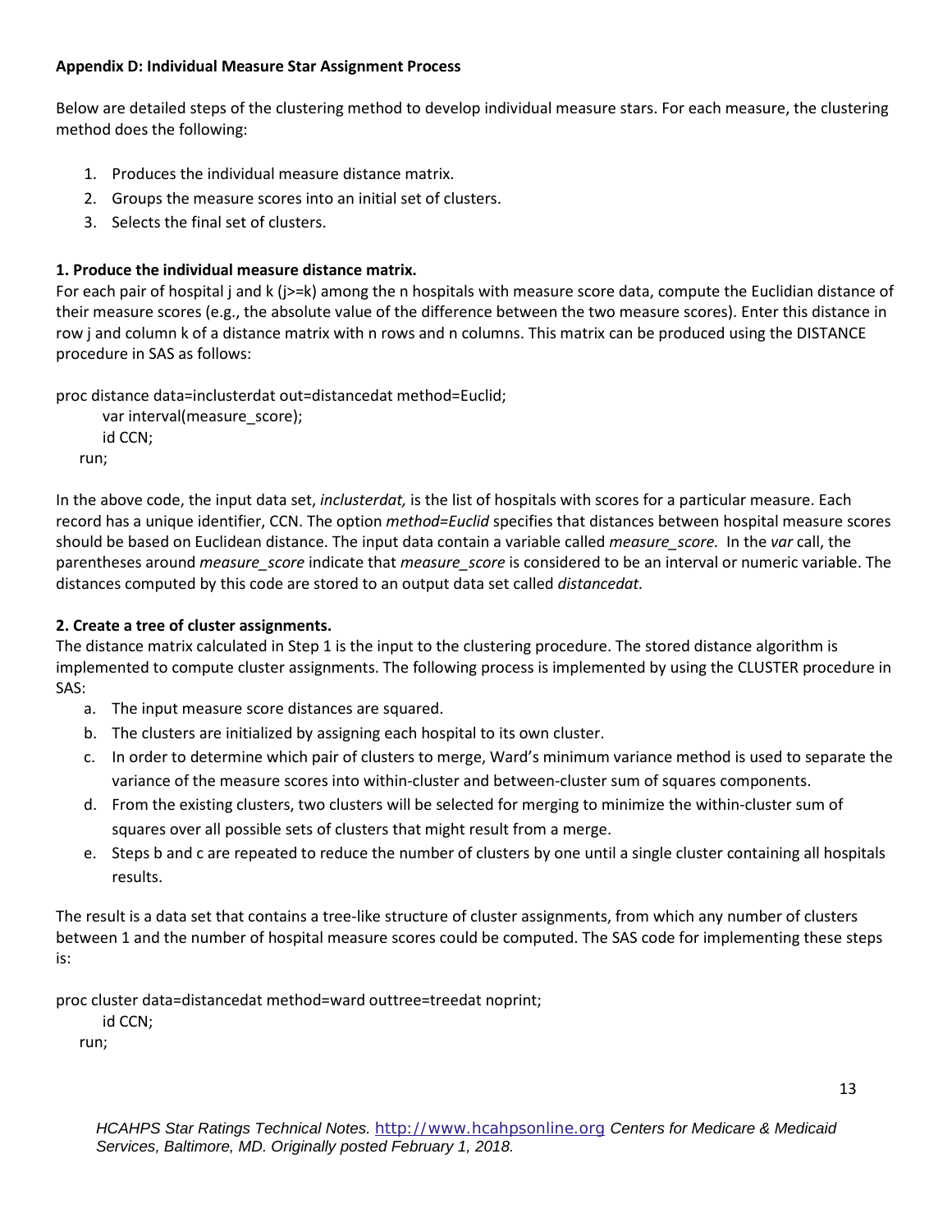**Appendix D: Individual Measure Star Assignment Process**

Below are detailed steps of the clustering method to develop individual measure stars. For each measure, the clustering method does the following:

1. Produces the individual measure distance matrix.
2. Groups the measure scores into an initial set of clusters.
3. Selects the final set of clusters.

**1. Produce the individual measure distance matrix.**

For each pair of hospital j and k (j>=k) among the n hospitals with measure score data, compute the Euclidian distance of their measure scores (e.g., the absolute value of the difference between the two measure scores). Enter this distance in row j and column k of a distance matrix with n rows and n columns. This matrix can be produced using the DISTANCE procedure in SAS as follows:

```
proc distance data=inclusterdat out=distancedat method=Euclid;
    var interval(measure_score);
    id CCN;
run;
```

In the above code, the input data set, *inclusterdat,* is the list of hospitals with scores for a particular measure. Each record has a unique identifier, CCN. The option *method=Euclid* specifies that distances between hospital measure scores should be based on Euclidean distance. The input data contain a variable called *measure_score.* In the *var* call, the parentheses around *measure_score* indicate that *measure_score* is considered to be an interval or numeric variable. The distances computed by this code are stored to an output data set called *distancedat.*

**2. Create a tree of cluster assignments.**

The distance matrix calculated in Step 1 is the input to the clustering procedure. The stored distance algorithm is implemented to compute cluster assignments. The following process is implemented by using the CLUSTER procedure in SAS:

a. The input measure score distances are squared.
b. The clusters are initialized by assigning each hospital to its own cluster.
c. In order to determine which pair of clusters to merge, Ward's minimum variance method is used to separate the variance of the measure scores into within-cluster and between-cluster sum of squares components.
d. From the existing clusters, two clusters will be selected for merging to minimize the within-cluster sum of squares over all possible sets of clusters that might result from a merge.
e. Steps b and c are repeated to reduce the number of clusters by one until a single cluster containing all hospitals results.

The result is a data set that contains a tree-like structure of cluster assignments, from which any number of clusters between 1 and the number of hospital measure scores could be computed. The SAS code for implementing these steps is:

```
proc cluster data=distancedat method=ward outtree=treedat noprint;
    id CCN;
run;
```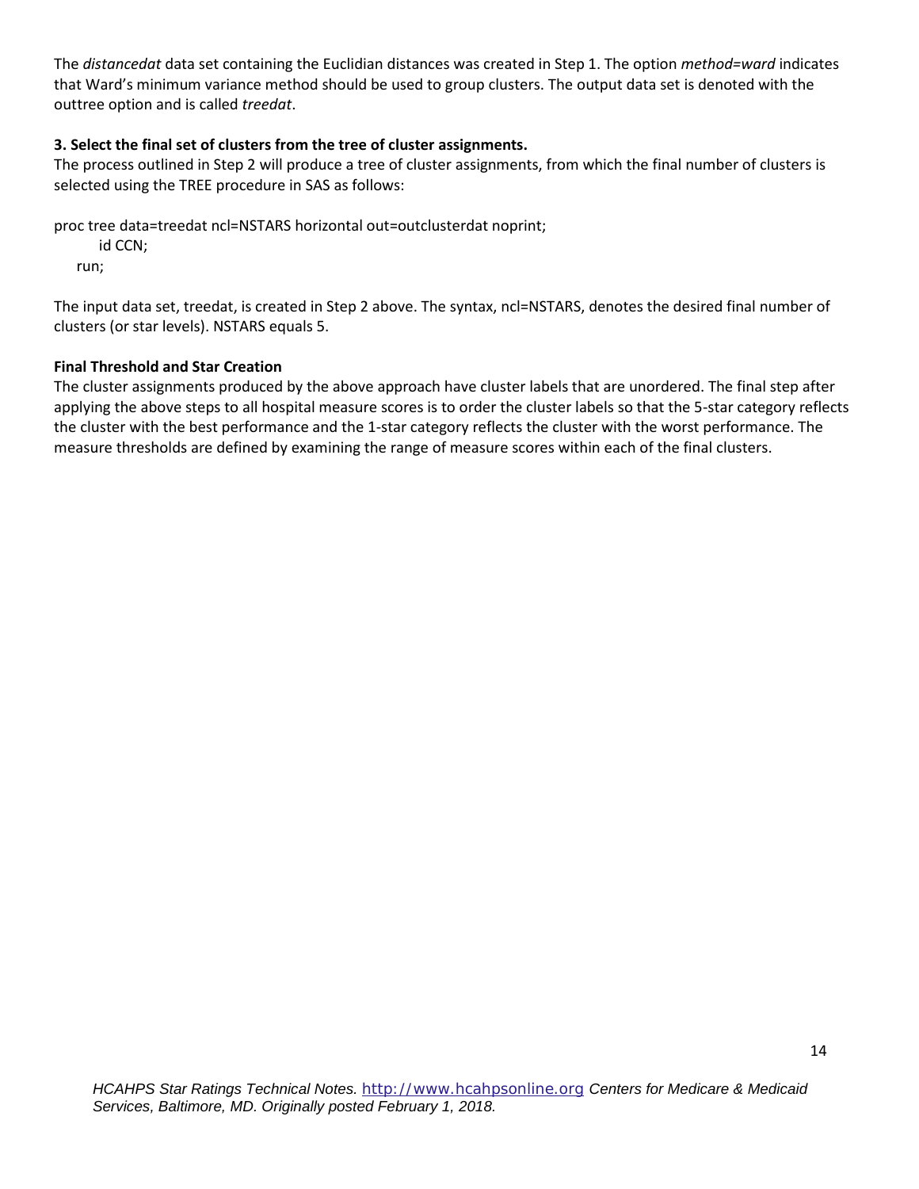The *distancedat* data set containing the Euclidian distances was created in Step 1. The option *method=ward* indicates that Ward's minimum variance method should be used to group clusters. The output data set is denoted with the outtree option and is called *treedat*.

**3. Select the final set of clusters from the tree of cluster assignments.**

The process outlined in Step 2 will produce a tree of cluster assignments, from which the final number of clusters is selected using the TREE procedure in SAS as follows:

```
proc tree data=treedat ncl=NSTARS horizontal out=outclusterdat noprint;
        id CCN;
    run;
```

The input data set, treedat, is created in Step 2 above. The syntax, ncl=NSTARS, denotes the desired final number of clusters (or star levels). NSTARS equals 5.

**Final Threshold and Star Creation**

The cluster assignments produced by the above approach have cluster labels that are unordered. The final step after applying the above steps to all hospital measure scores is to order the cluster labels so that the 5-star category reflects the cluster with the best performance and the 1-star category reflects the cluster with the worst performance. The measure thresholds are defined by examining the range of measure scores within each of the final clusters.

*HCAHPS Star Ratings Technical Notes.* http://www.hcahpsonline.org *Centers for Medicare & Medicaid Services, Baltimore, MD. Originally posted February 1, 2018.*